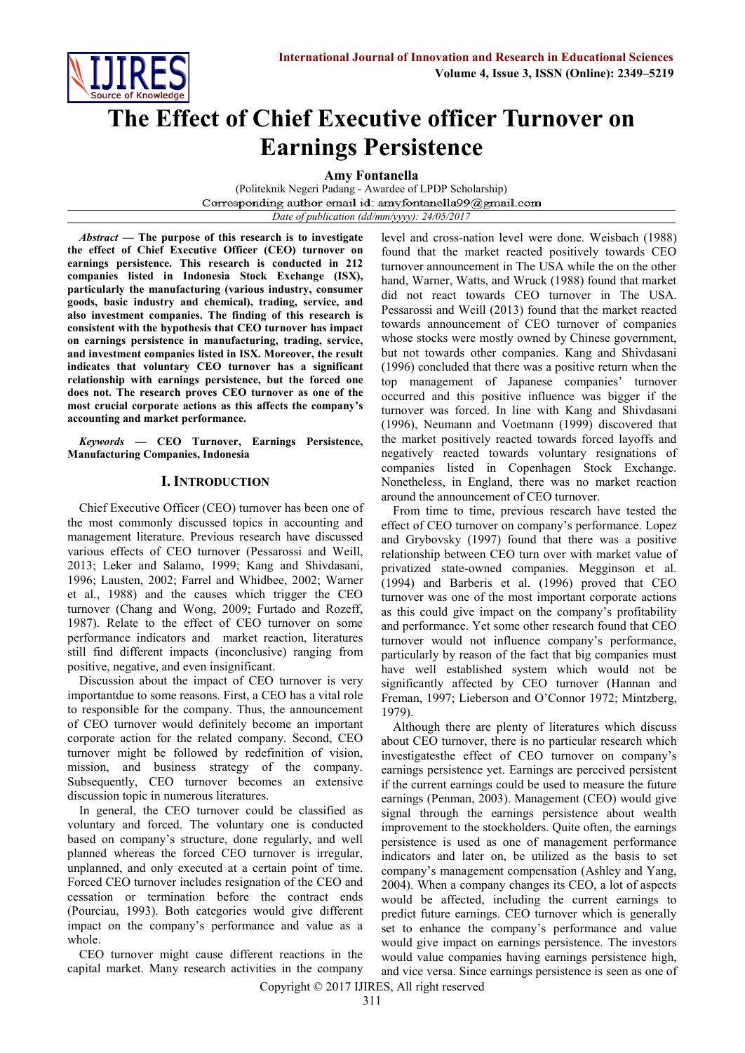# The Effect of Chief Executive officer Turnover on Earnings Persistence

**Amy Fontanella**

(Politeknik Negeri Padang - Awardee of LPDP Scholarship)

Corresponding author email id: amyfontanella99@gmail.com

*Date of publication (dd/mm/yyyy): 24/05/2017*

***Abstract*** **— The purpose of this research is to investigate the effect of Chief Executive Officer (CEO) turnover on earnings persistence. This research is conducted in 212 companies listed in Indonesia Stock Exchange (ISX), particularly the manufacturing (various industry, consumer goods, basic industry and chemical), trading, service, and also investment companies. The finding of this research is consistent with the hypothesis that CEO turnover has impact on earnings persistence in manufacturing, trading, service, and investment companies listed in ISX. Moreover, the result indicates that voluntary CEO turnover has a significant relationship with earnings persistence, but the forced one does not. The research proves CEO turnover as one of the most crucial corporate actions as this affects the company's accounting and market performance.**

***Keywords*** **— CEO Turnover, Earnings Persistence, Manufacturing Companies, Indonesia**

## I. Introduction

Chief Executive Officer (CEO) turnover has been one of the most commonly discussed topics in accounting and management literature. Previous research have discussed various effects of CEO turnover (Pessarossi and Weill, 2013; Leker and Salamo, 1999; Kang and Shivdasani, 1996; Lausten, 2002; Farrel and Whidbee, 2002; Warner et al., 1988) and the causes which trigger the CEO turnover (Chang and Wong, 2009; Furtado and Rozeff, 1987). Relate to the effect of CEO turnover on some performance indicators and market reaction, literatures still find different impacts (inconclusive) ranging from positive, negative, and even insignificant.

Discussion about the impact of CEO turnover is very importantdue to some reasons. First, a CEO has a vital role to responsible for the company. Thus, the announcement of CEO turnover would definitely become an important corporate action for the related company. Second, CEO turnover might be followed by redefinition of vision, mission, and business strategy of the company. Subsequently, CEO turnover becomes an extensive discussion topic in numerous literatures.

In general, the CEO turnover could be classified as voluntary and forced. The voluntary one is conducted based on company's structure, done regularly, and well planned whereas the forced CEO turnover is irregular, unplanned, and only executed at a certain point of time. Forced CEO turnover includes resignation of the CEO and cessation or termination before the contract ends (Pourciau, 1993). Both categories would give different impact on the company's performance and value as a whole.

CEO turnover might cause different reactions in the capital market. Many research activities in the company level and cross-nation level were done. Weisbach (1988) found that the market reacted positively towards CEO turnover announcement in The USA while the on the other hand, Warner, Watts, and Wruck (1988) found that market did not react towards CEO turnover in The USA. Pessarossi and Weill (2013) found that the market reacted towards announcement of CEO turnover of companies whose stocks were mostly owned by Chinese government, but not towards other companies. Kang and Shivdasani (1996) concluded that there was a positive return when the top management of Japanese companies' turnover occurred and this positive influence was bigger if the turnover was forced. In line with Kang and Shivdasani (1996), Neumann and Voetmann (1999) discovered that the market positively reacted towards forced layoffs and negatively reacted towards voluntary resignations of companies listed in Copenhagen Stock Exchange. Nonetheless, in England, there was no market reaction around the announcement of CEO turnover.

From time to time, previous research have tested the effect of CEO turnover on company's performance. Lopez and Grybovsky (1997) found that there was a positive relationship between CEO turn over with market value of privatized state-owned companies. Megginson et al. (1994) and Barberis et al. (1996) proved that CEO turnover was one of the most important corporate actions as this could give impact on the company's profitability and performance. Yet some other research found that CEO turnover would not influence company's performance, particularly by reason of the fact that big companies must have well established system which would not be significantly affected by CEO turnover (Hannan and Freman, 1997; Lieberson and O'Connor 1972; Mintzberg, 1979).

Although there are plenty of literatures which discuss about CEO turnover, there is no particular research which investigatesthe effect of CEO turnover on company's earnings persistence yet. Earnings are perceived persistent if the current earnings could be used to measure the future earnings (Penman, 2003). Management (CEO) would give signal through the earnings persistence about wealth improvement to the stockholders. Quite often, the earnings persistence is used as one of management performance indicators and later on, be utilized as the basis to set company's management compensation (Ashley and Yang, 2004). When a company changes its CEO, a lot of aspects would be affected, including the current earnings to predict future earnings. CEO turnover which is generally set to enhance the company's performance and value would give impact on earnings persistence. The investors would value companies having earnings persistence high, and vice versa. Since earnings persistence is seen as one of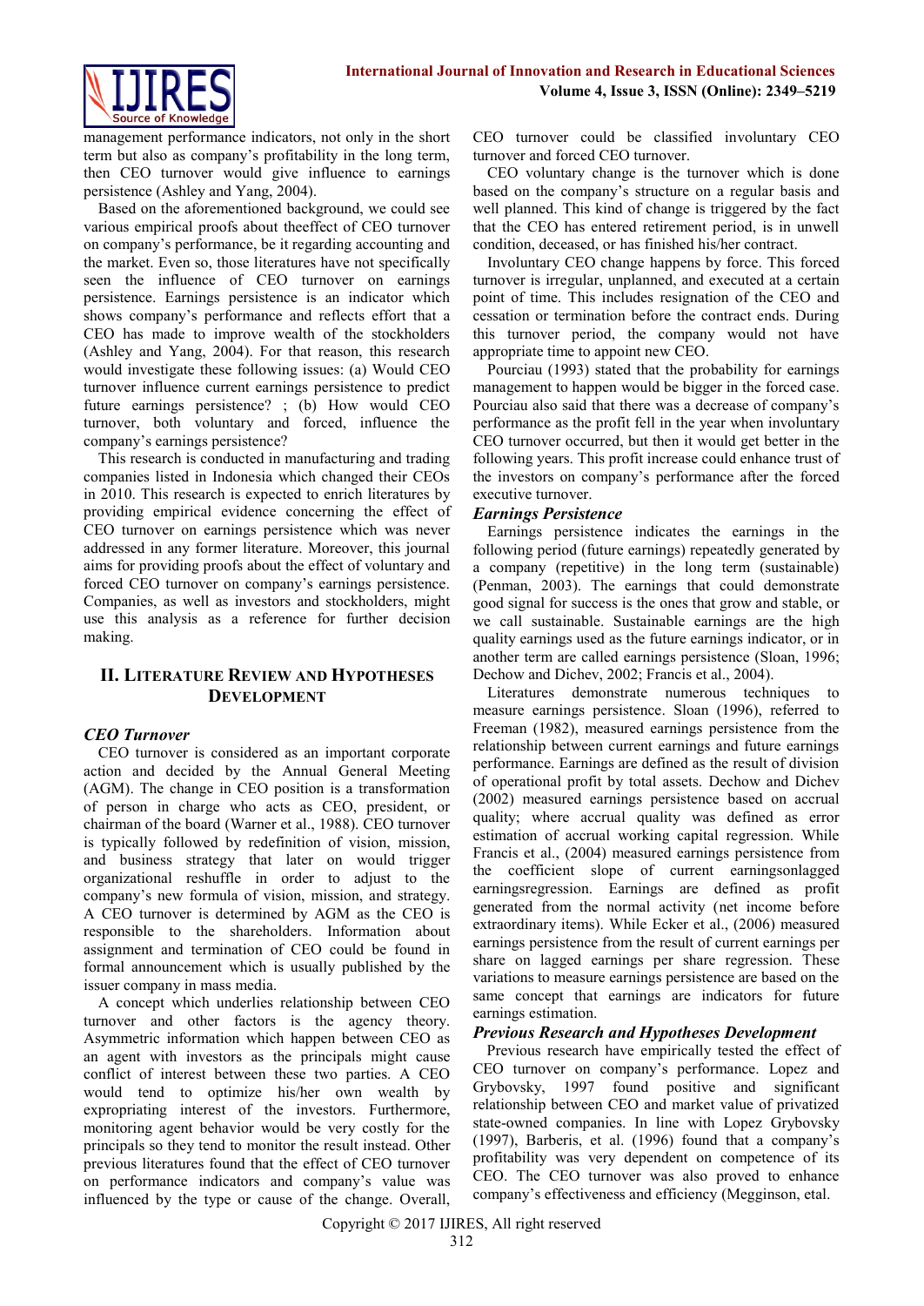management performance indicators, not only in the short term but also as company's profitability in the long term, then CEO turnover would give influence to earnings persistence (Ashley and Yang, 2004).

Based on the aforementioned background, we could see various empirical proofs about theeffect of CEO turnover on company's performance, be it regarding accounting and the market. Even so, those literatures have not specifically seen the influence of CEO turnover on earnings persistence. Earnings persistence is an indicator which shows company's performance and reflects effort that a CEO has made to improve wealth of the stockholders (Ashley and Yang, 2004). For that reason, this research would investigate these following issues: (a) Would CEO turnover influence current earnings persistence to predict future earnings persistence? ; (b) How would CEO turnover, both voluntary and forced, influence the company's earnings persistence?

This research is conducted in manufacturing and trading companies listed in Indonesia which changed their CEOs in 2010. This research is expected to enrich literatures by providing empirical evidence concerning the effect of CEO turnover on earnings persistence which was never addressed in any former literature. Moreover, this journal aims for providing proofs about the effect of voluntary and forced CEO turnover on company's earnings persistence. Companies, as well as investors and stockholders, might use this analysis as a reference for further decision making.

## II. Literature Review and Hypotheses Development

### *CEO Turnover*

CEO turnover is considered as an important corporate action and decided by the Annual General Meeting (AGM). The change in CEO position is a transformation of person in charge who acts as CEO, president, or chairman of the board (Warner et al., 1988). CEO turnover is typically followed by redefinition of vision, mission, and business strategy that later on would trigger organizational reshuffle in order to adjust to the company's new formula of vision, mission, and strategy. A CEO turnover is determined by AGM as the CEO is responsible to the shareholders. Information about assignment and termination of CEO could be found in formal announcement which is usually published by the issuer company in mass media.

A concept which underlies relationship between CEO turnover and other factors is the agency theory. Asymmetric information which happen between CEO as an agent with investors as the principals might cause conflict of interest between these two parties. A CEO would tend to optimize his/her own wealth by expropriating interest of the investors. Furthermore, monitoring agent behavior would be very costly for the principals so they tend to monitor the result instead. Other previous literatures found that the effect of CEO turnover on performance indicators and company's value was influenced by the type or cause of the change. Overall, CEO turnover could be classified involuntary CEO turnover and forced CEO turnover.

CEO voluntary change is the turnover which is done based on the company's structure on a regular basis and well planned. This kind of change is triggered by the fact that the CEO has entered retirement period, is in unwell condition, deceased, or has finished his/her contract.

Involuntary CEO change happens by force. This forced turnover is irregular, unplanned, and executed at a certain point of time. This includes resignation of the CEO and cessation or termination before the contract ends. During this turnover period, the company would not have appropriate time to appoint new CEO.

Pourciau (1993) stated that the probability for earnings management to happen would be bigger in the forced case. Pourciau also said that there was a decrease of company's performance as the profit fell in the year when involuntary CEO turnover occurred, but then it would get better in the following years. This profit increase could enhance trust of the investors on company's performance after the forced executive turnover.

### *Earnings Persistence*

Earnings persistence indicates the earnings in the following period (future earnings) repeatedly generated by a company (repetitive) in the long term (sustainable) (Penman, 2003). The earnings that could demonstrate good signal for success is the ones that grow and stable, or we call sustainable. Sustainable earnings are the high quality earnings used as the future earnings indicator, or in another term are called earnings persistence (Sloan, 1996; Dechow and Dichev, 2002; Francis et al., 2004).

Literatures demonstrate numerous techniques to measure earnings persistence. Sloan (1996), referred to Freeman (1982), measured earnings persistence from the relationship between current earnings and future earnings performance. Earnings are defined as the result of division of operational profit by total assets. Dechow and Dichev (2002) measured earnings persistence based on accrual quality; where accrual quality was defined as error estimation of accrual working capital regression. While Francis et al., (2004) measured earnings persistence from the coefficient slope of current earningsonlagged earningsregression. Earnings are defined as profit generated from the normal activity (net income before extraordinary items). While Ecker et al., (2006) measured earnings persistence from the result of current earnings per share on lagged earnings per share regression. These variations to measure earnings persistence are based on the same concept that earnings are indicators for future earnings estimation.

### *Previous Research and Hypotheses Development*

Previous research have empirically tested the effect of CEO turnover on company's performance. Lopez and Grybovsky, 1997 found positive and significant relationship between CEO and market value of privatized state-owned companies. In line with Lopez Grybovsky (1997), Barberis, et al. (1996) found that a company's profitability was very dependent on competence of its CEO. The CEO turnover was also proved to enhance company's effectiveness and efficiency (Megginson, etal.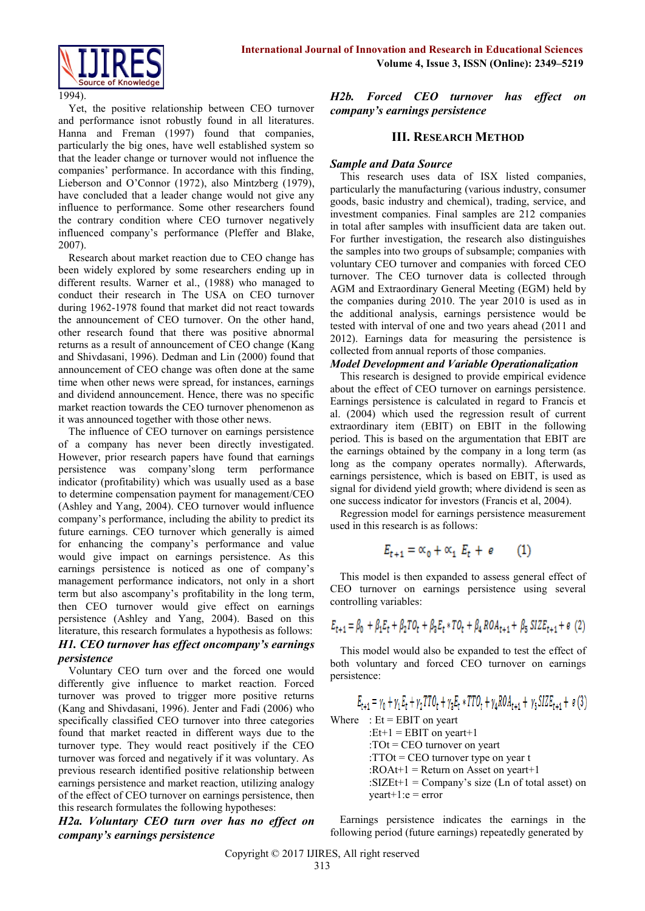1994).

Yet, the positive relationship between CEO turnover and performance isnot robustly found in all literatures. Hanna and Freman (1997) found that companies, particularly the big ones, have well established system so that the leader change or turnover would not influence the companies' performance. In accordance with this finding, Lieberson and O'Connor (1972), also Mintzberg (1979), have concluded that a leader change would not give any influence to performance. Some other researchers found the contrary condition where CEO turnover negatively influenced company's performance (Pfleffer and Blake, 2007).

Research about market reaction due to CEO change has been widely explored by some researchers ending up in different results. Warner et al., (1988) who managed to conduct their research in The USA on CEO turnover during 1962-1978 found that market did not react towards the announcement of CEO turnover. On the other hand, other research found that there was positive abnormal returns as a result of announcement of CEO change (Kang and Shivdasani, 1996). Dedman and Lin (2000) found that announcement of CEO change was often done at the same time when other news were spread, for instances, earnings and dividend announcement. Hence, there was no specific market reaction towards the CEO turnover phenomenon as it was announced together with those other news.

The influence of CEO turnover on earnings persistence of a company has never been directly investigated. However, prior research papers have found that earnings persistence was company'slong term performance indicator (profitability) which was usually used as a base to determine compensation payment for management/CEO (Ashley and Yang, 2004). CEO turnover would influence company's performance, including the ability to predict its future earnings. CEO turnover which generally is aimed for enhancing the company's performance and value would give impact on earnings persistence. As this earnings persistence is noticed as one of company's management performance indicators, not only in a short term but also ascompany's profitability in the long term, then CEO turnover would give effect on earnings persistence (Ashley and Yang, 2004). Based on this literature, this research formulates a hypothesis as follows:

***H1. CEO turnover has effect oncompany's earnings persistence***

Voluntary CEO turn over and the forced one would differently give influence to market reaction. Forced turnover was proved to trigger more positive returns (Kang and Shivdasani, 1996). Jenter and Fadi (2006) who specifically classified CEO turnover into three categories found that market reacted in different ways due to the turnover type. They would react positively if the CEO turnover was forced and negatively if it was voluntary. As previous research identified positive relationship between earnings persistence and market reaction, utilizing analogy of the effect of CEO turnover on earnings persistence, then this research formulates the following hypotheses:

***H2a. Voluntary CEO turn over has no effect on company's earnings persistence***

***H2b. Forced CEO turnover has effect on company's earnings persistence***

## III. Research Method

### *Sample and Data Source*

This research uses data of ISX listed companies, particularly the manufacturing (various industry, consumer goods, basic industry and chemical), trading, service, and investment companies. Final samples are 212 companies in total after samples with insufficient data are taken out. For further investigation, the research also distinguishes the samples into two groups of subsample; companies with voluntary CEO turnover and companies with forced CEO turnover. The CEO turnover data is collected through AGM and Extraordinary General Meeting (EGM) held by the companies during 2010. The year 2010 is used as in the additional analysis, earnings persistence would be tested with interval of one and two years ahead (2011 and 2012). Earnings data for measuring the persistence is collected from annual reports of those companies.

### *Model Development and Variable Operationalization*

This research is designed to provide empirical evidence about the effect of CEO turnover on earnings persistence. Earnings persistence is calculated in regard to Francis et al. (2004) which used the regression result of current extraordinary item (EBIT) on EBIT in the following period. This is based on the argumentation that EBIT are the earnings obtained by the company in a long term (as long as the company operates normally). Afterwards, earnings persistence, which is based on EBIT, is used as signal for dividend yield growth; where dividend is seen as one success indicator for investors (Francis et al, 2004).

Regression model for earnings persistence measurement used in this research is as follows:

$$E_{t+1} = \alpha_0 + \alpha_1 E_t + e \qquad (1)$$

This model is then expanded to assess general effect of CEO turnover on earnings persistence using several controlling variables:

$$E_{t+1} = \beta_0 + \beta_1 E_t + \beta_2 TO_t + \beta_3 E_t * TO_t + \beta_4 ROA_{t+1} + \beta_5 SIZE_{t+1} + e \quad (2)$$

This model would also be expanded to test the effect of both voluntary and forced CEO turnover on earnings persistence:

$$E_{t+1} = \gamma_0 + \gamma_1 E_t + \gamma_2 TTO_t + \gamma_3 E_t * TTO_t + \gamma_4 ROA_{t+1} + \gamma_5 SIZE_{t+1} + e \quad (3)$$

Where : Et = EBIT on yeart
:Et+1 = EBIT on yeart+1
:TOt = CEO turnover on yeart
:TTOt = CEO turnover type on year t
:ROAt+1 = Return on Asset on yeart+1
:SIZEt+1 = Company's size (Ln of total asset) on yeart+1:e = error

Earnings persistence indicates the earnings in the following period (future earnings) repeatedly generated by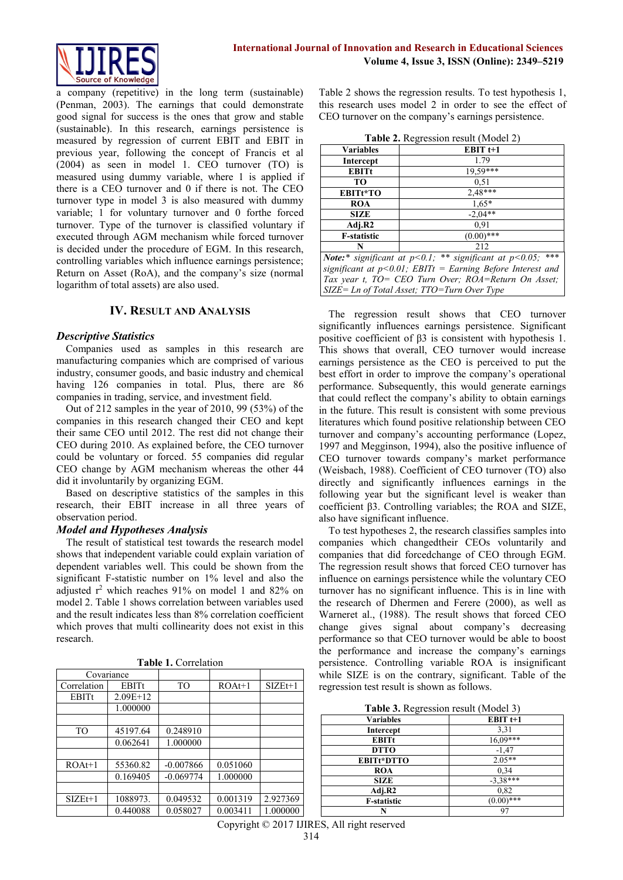a company (repetitive) in the long term (sustainable) (Penman, 2003). The earnings that could demonstrate good signal for success is the ones that grow and stable (sustainable). In this research, earnings persistence is measured by regression of current EBIT and EBIT in previous year, following the concept of Francis et al (2004) as seen in model 1. CEO turnover (TO) is measured using dummy variable, where 1 is applied if there is a CEO turnover and 0 if there is not. The CEO turnover type in model 3 is also measured with dummy variable; 1 for voluntary turnover and 0 forthe forced turnover. Type of the turnover is classified voluntary if executed through AGM mechanism while forced turnover is decided under the procedure of EGM. In this research, controlling variables which influence earnings persistence; Return on Asset (RoA), and the company's size (normal logarithm of total assets) are also used.

## IV. Result and Analysis

### *Descriptive Statistics*

Companies used as samples in this research are manufacturing companies which are comprised of various industry, consumer goods, and basic industry and chemical having 126 companies in total. Plus, there are 86 companies in trading, service, and investment field.

Out of 212 samples in the year of 2010, 99 (53%) of the companies in this research changed their CEO and kept their same CEO until 2012. The rest did not change their CEO during 2010. As explained before, the CEO turnover could be voluntary or forced. 55 companies did regular CEO change by AGM mechanism whereas the other 44 did it involuntarily by organizing EGM.

Based on descriptive statistics of the samples in this research, their EBIT increase in all three years of observation period.

### *Model and Hypotheses Analysis*

The result of statistical test towards the research model shows that independent variable could explain variation of dependent variables well. This could be shown from the significant F-statistic number on 1% level and also the adjusted $r^2$ which reaches 91% on model 1 and 82% on model 2. Table 1 shows correlation between variables used and the result indicates less than 8% correlation coefficient which proves that multi collinearity does not exist in this research.

**Table 1.** Correlation

| Covariance | | | | |
|---|---|---|---|---|
| Correlation | EBITt | TO | ROAt+1 | SIZEt+1 |
| EBITt | 2.09E+12 | | | |
| | 1.000000 | | | |
| | | | | |
| TO | 45197.64 | 0.248910 | | |
| | 0.062641 | 1.000000 | | |
| | | | | |
| ROAt+1 | 55360.82 | -0.007866 | 0.051060 | |
| | 0.169405 | -0.069774 | 1.000000 | |
| | | | | |
| SIZEt+1 | 1088973. | 0.049532 | 0.001319 | 2.927369 |
| | 0.440088 | 0.058027 | 0.003411 | 1.000000 |

Table 2 shows the regression results. To test hypothesis 1, this research uses model 2 in order to see the effect of CEO turnover on the company's earnings persistence.

**Table 2.** Regression result (Model 2)

| Variables | EBIT t+1 |
|---|---|
| Intercept | 1.79 |
| EBITt | 19,59*** |
| TO | 0,51 |
| EBITt*TO | 2,48*** |
| ROA | 1,65* |
| SIZE | -2,04** |
| Adj.R2 | 0,91 |
| F-statistic | (0.00)*** |
| N | 212 |

***Note:**** *significant at p<0.1; ** significant at p<0.05; *** significant at p<0.01; EBITt = Earning Before Interest and Tax year t, TO= CEO Turn Over; ROA=Return On Asset; SIZE= Ln of Total Asset; TTO=Turn Over Type*

The regression result shows that CEO turnover significantly influences earnings persistence. Significant positive coefficient of β3 is consistent with hypothesis 1. This shows that overall, CEO turnover would increase earnings persistence as the CEO is perceived to put the best effort in order to improve the company's operational performance. Subsequently, this would generate earnings that could reflect the company's ability to obtain earnings in the future. This result is consistent with some previous literatures which found positive relationship between CEO turnover and company's accounting performance (Lopez, 1997 and Megginson, 1994), also the positive influence of CEO turnover towards company's market performance (Weisbach, 1988). Coefficient of CEO turnover (TO) also directly and significantly influences earnings in the following year but the significant level is weaker than coefficient β3. Controlling variables; the ROA and SIZE, also have significant influence.

To test hypotheses 2, the research classifies samples into companies which changedtheir CEOs voluntarily and companies that did forcedchange of CEO through EGM. The regression result shows that forced CEO turnover has influence on earnings persistence while the voluntary CEO turnover has no significant influence. This is in line with the research of Dhermen and Ferere (2000), as well as Warneret al., (1988). The result shows that forced CEO change gives signal about company's decreasing performance so that CEO turnover would be able to boost the performance and increase the company's earnings persistence. Controlling variable ROA is insignificant while SIZE is on the contrary, significant. Table of the regression test result is shown as follows.

**Table 3.** Regression result (Model 3)

| Variables | EBIT t+1 |
|---|---|
| Intercept | 3,31 |
| EBITt | 16,09*** |
| DTTO | -1,47 |
| EBITt*DTTO | 2.05** |
| ROA | 0,34 |
| SIZE | -3,38*** |
| Adj.R2 | 0,82 |
| F-statistic | (0.00)*** |
| N | 97 |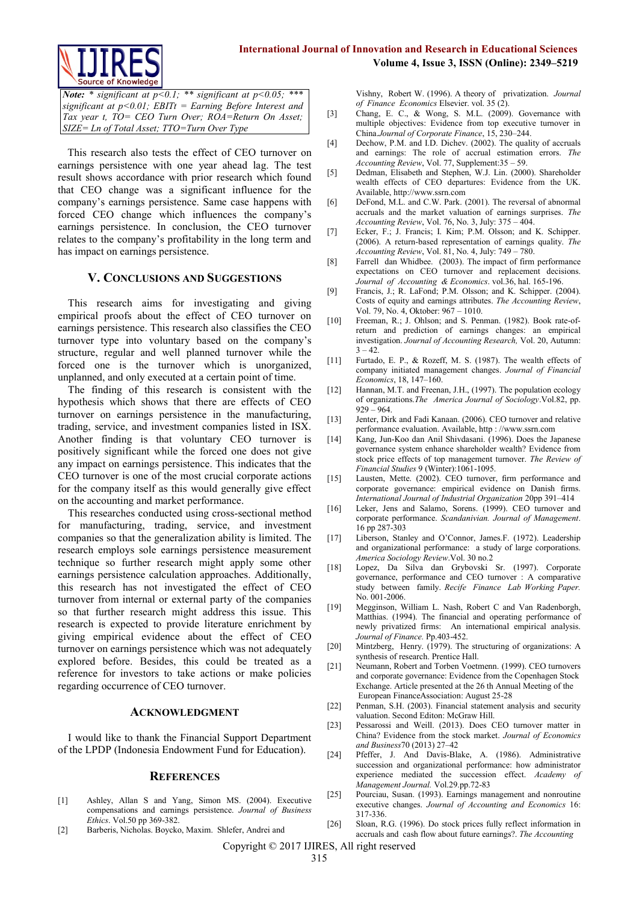*Note:* * *significant at p<0.1; ** significant at p<0.05; *** significant at p<0.01; EBITt = Earning Before Interest and Tax year t, TO= CEO Turn Over; ROA=Return On Asset; SIZE= Ln of Total Asset; TTO=Turn Over Type*

This research also tests the effect of CEO turnover on earnings persistence with one year ahead lag. The test result shows accordance with prior research which found that CEO change was a significant influence for the company's earnings persistence. Same case happens with forced CEO change which influences the company's earnings persistence. In conclusion, the CEO turnover relates to the company's profitability in the long term and has impact on earnings persistence.

## V. Conclusions and Suggestions

This research aims for investigating and giving empirical proofs about the effect of CEO turnover on earnings persistence. This research also classifies the CEO turnover type into voluntary based on the company's structure, regular and well planned turnover while the forced one is the turnover which is unorganized, unplanned, and only executed at a certain point of time.

The finding of this research is consistent with the hypothesis which shows that there are effects of CEO turnover on earnings persistence in the manufacturing, trading, service, and investment companies listed in ISX. Another finding is that voluntary CEO turnover is positively significant while the forced one does not give any impact on earnings persistence. This indicates that the CEO turnover is one of the most crucial corporate actions for the company itself as this would generally give effect on the accounting and market performance.

This researches conducted using cross-sectional method for manufacturing, trading, service, and investment companies so that the generalization ability is limited. The research employs sole earnings persistence measurement technique so further research might apply some other earnings persistence calculation approaches. Additionally, this research has not investigated the effect of CEO turnover from internal or external party of the companies so that further research might address this issue. This research is expected to provide literature enrichment by giving empirical evidence about the effect of CEO turnover on earnings persistence which was not adequately explored before. Besides, this could be treated as a reference for investors to take actions or make policies regarding occurrence of CEO turnover.

## Acknowledgment

I would like to thank the Financial Support Department of the LPDP (Indonesia Endowment Fund for Education).

## References

[1] Ashley, Allan S and Yang, Simon MS. (2004). Executive compensations and earnings persistence. *Journal of Business Ethics*. Vol.50 pp 369-382.

[2] Barberis, Nicholas. Boycko, Maxim. Shlefer, Andrei and Vishny, Robert W. (1996). A theory of privatization. *Journal of Finance Economics* Elsevier. vol. 35 (2).

[3] Chang, E. C., & Wong, S. M.L. (2009). Governance with multiple objectives: Evidence from top executive turnover in China.*Journal of Corporate Finance*, 15, 230–244.

[4] Dechow, P.M. and I.D. Dichev. (2002). The quality of accruals and earnings: The role of accrual estimation errors. *The Accounting Review*, Vol. 77, Supplement:35 – 59.

[5] Dedman, Elisabeth and Stephen, W.J. Lin. (2000). Shareholder wealth effects of CEO departures: Evidence from the UK. Available, http://www.ssrn.com

[6] DeFond, M.L. and C.W. Park. (2001). The reversal of abnormal accruals and the market valuation of earnings surprises. *The Accounting Review*, Vol. 76, No. 3, July: 375 – 404.

[7] Ecker, F.; J. Francis; I. Kim; P.M. Olsson; and K. Schipper. (2006). A return-based representation of earnings quality. *The Accounting Review*, Vol. 81, No. 4, July: 749 – 780.

[8] Farrell dan Whidbee. (2003). The impact of firm performance expectations on CEO turnover and replacement decisions. *Journal of Accounting & Economics*. vol.36, hal. 165-196.

[9] Francis, J.; R. LaFond; P.M. Olsson; and K. Schipper. (2004). Costs of equity and earnings attributes. *The Accounting Review*, Vol. 79, No. 4, Oktober: 967 – 1010.

[10] Freeman, R.; J. Ohlson; and S. Penman. (1982). Book rate-of-return and prediction of earnings changes: an empirical investigation. *Journal of Accounting Research,* Vol. 20, Autumn: 3 – 42.

[11] Furtado, E. P., & Rozeff, M. S. (1987). The wealth effects of company initiated management changes. *Journal of Financial Economics*, 18, 147–160.

[12] Hannan, M.T. and Freeman, J.H., (1997). The population ecology of organizations.*The America Journal of Sociology*.Vol.82, pp. 929 – 964.

[13] Jenter, Dirk and Fadi Kanaan. (2006). CEO turnover and relative performance evaluation. Available, http : //www.ssrn.com

[14] Kang, Jun-Koo dan Anil Shivdasani. (1996). Does the Japanese governance system enhance shareholder wealth? Evidence from stock price effects of top management turnover. *The Review of Financial Studies* 9 (Winter):1061-1095.

[15] Lausten, Mette. (2002). CEO turnover, firm performance and corporate governance: empirical evidence on Danish firms. *International Journal of Industrial Organization* 20pp 391–414

[16] Leker, Jens and Salamo, Sorens. (1999). CEO turnover and corporate performance. *Scandanivian. Journal of Management*. 16 pp 287-303

[17] Liberson, Stanley and O'Connor, James.F. (1972). Leadership and organizational performance: a study of large corporations. *America Sociology Review*.Vol. 30 no.2

[18] Lopez, Da Silva dan Grybovski Sr. (1997). Corporate governance, performance and CEO turnover : A comparative study between family. *Recife Finance Lab Working Paper.* No. 001-2006.

[19] Megginson, William L. Nash, Robert C and Van Radenborgh, Matthias. (1994). The financial and operating performance of newly privatized firms: An international empirical analysis. *Journal of Finance.* Pp.403-452.

[20] Mintzberg, Henry. (1979). The structuring of organizations: A synthesis of research. Prentice Hall.

[21] Neumann, Robert and Torben Voetmenn. (1999). CEO turnovers and corporate governance: Evidence from the Copenhagen Stock Exchange. Article presented at the 26 th Annual Meeting of the European FinanceAssociation: August 25-28

[22] Penman, S.H. (2003). Financial statement analysis and security valuation. Second Editon: McGraw Hill.

[23] Pessarossi and Weill. (2013). Does CEO turnover matter in China? Evidence from the stock market. *Journal of Economics and Business*70 (2013) 27–42

[24] Pfeffer, J. And Davis-Blake, A. (1986). Administrative succession and organizational performance: how administrator experience mediated the succession effect. *Academy of Management Journal.* Vol.29.pp.72-83

[25] Pourciau, Susan. (1993). Earnings management and nonroutine executive changes. *Journal of Accounting and Economics* 16: 317-336.

[26] Sloan, R.G. (1996). Do stock prices fully reflect information in accruals and cash flow about future earnings?. *The Accounting*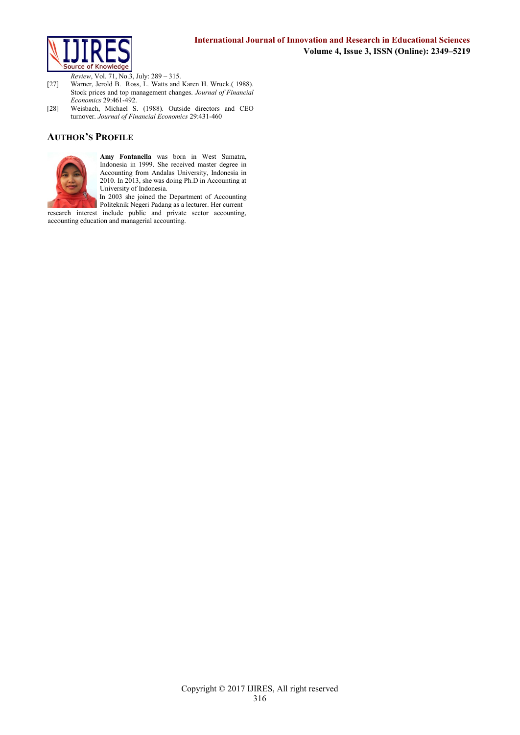*Review*, Vol. 71, No.3, July: 289 – 315.

[27] Warner, Jerold B. Ross, L. Watts and Karen H. Wruck.( 1988). Stock prices and top management changes. *Journal of Financial Economics* 29:461-492.

[28] Weisbach, Michael S. (1988). Outside directors and CEO turnover. *Journal of Financial Economics* 29:431-460

## AUTHOR'S PROFILE

**Amy Fontanella** was born in West Sumatra, Indonesia in 1999. She received master degree in Accounting from Andalas University, Indonesia in 2010. In 2013, she was doing Ph.D in Accounting at University of Indonesia.

In 2003 she joined the Department of Accounting Politeknik Negeri Padang as a lecturer. Her current research interest include public and private sector accounting, accounting education and managerial accounting.